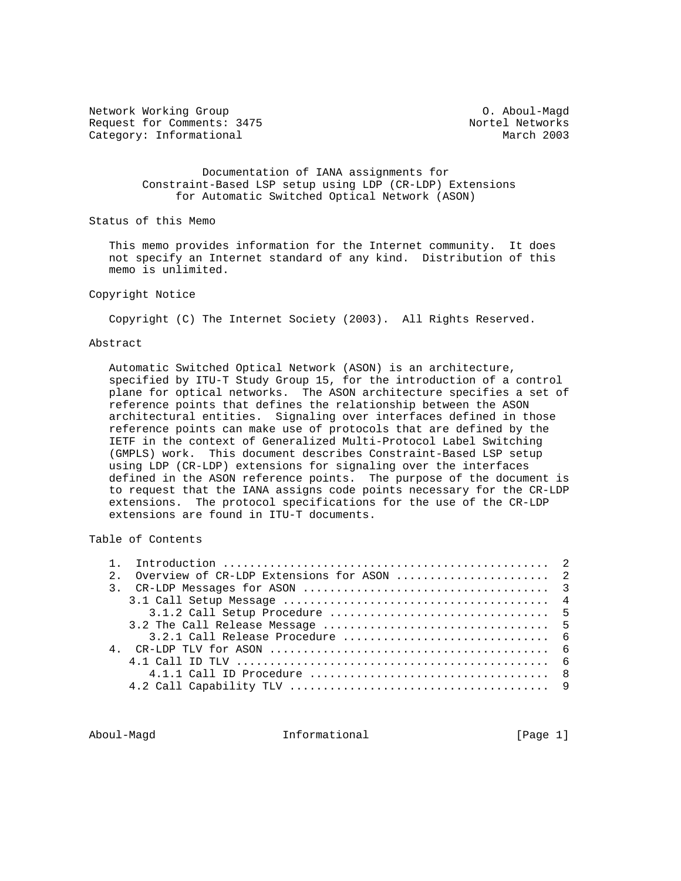Network Working Group                                    O. Aboul-Magd
Request for Comments: 3475                             Nortel Networks
Category: Informational                                     March 2003

# Documentation of IANA assignments for Constraint-Based LSP setup using LDP (CR-LDP) Extensions for Automatic Switched Optical Network (ASON)

## Status of this Memo

This memo provides information for the Internet community. It does not specify an Internet standard of any kind. Distribution of this memo is unlimited.

## Copyright Notice

Copyright (C) The Internet Society (2003). All Rights Reserved.

## Abstract

Automatic Switched Optical Network (ASON) is an architecture, specified by ITU-T Study Group 15, for the introduction of a control plane for optical networks. The ASON architecture specifies a set of reference points that defines the relationship between the ASON architectural entities. Signaling over interfaces defined in those reference points can make use of protocols that are defined by the IETF in the context of Generalized Multi-Protocol Label Switching (GMPLS) work. This document describes Constraint-Based LSP setup using LDP (CR-LDP) extensions for signaling over the interfaces defined in the ASON reference points. The purpose of the document is to request that the IANA assigns code points necessary for the CR-LDP extensions. The protocol specifications for the use of the CR-LDP extensions are found in ITU-T documents.

## Table of Contents

```
1.  Introduction ................................................  2
2.  Overview of CR-LDP Extensions for ASON ......................  2
3.  CR-LDP Messages for ASON ....................................  3
   3.1 Call Setup Message .......................................  4
      3.1.2 Call Setup Procedure ................................  5
   3.2 The Call Release Message .................................  5
      3.2.1 Call Release Procedure ..............................  6
4.  CR-LDP TLV for ASON .........................................  6
   4.1 Call ID TLV ..............................................  6
      4.1.1 Call ID Procedure ...................................  8
   4.2 Call Capability TLV ......................................  9
```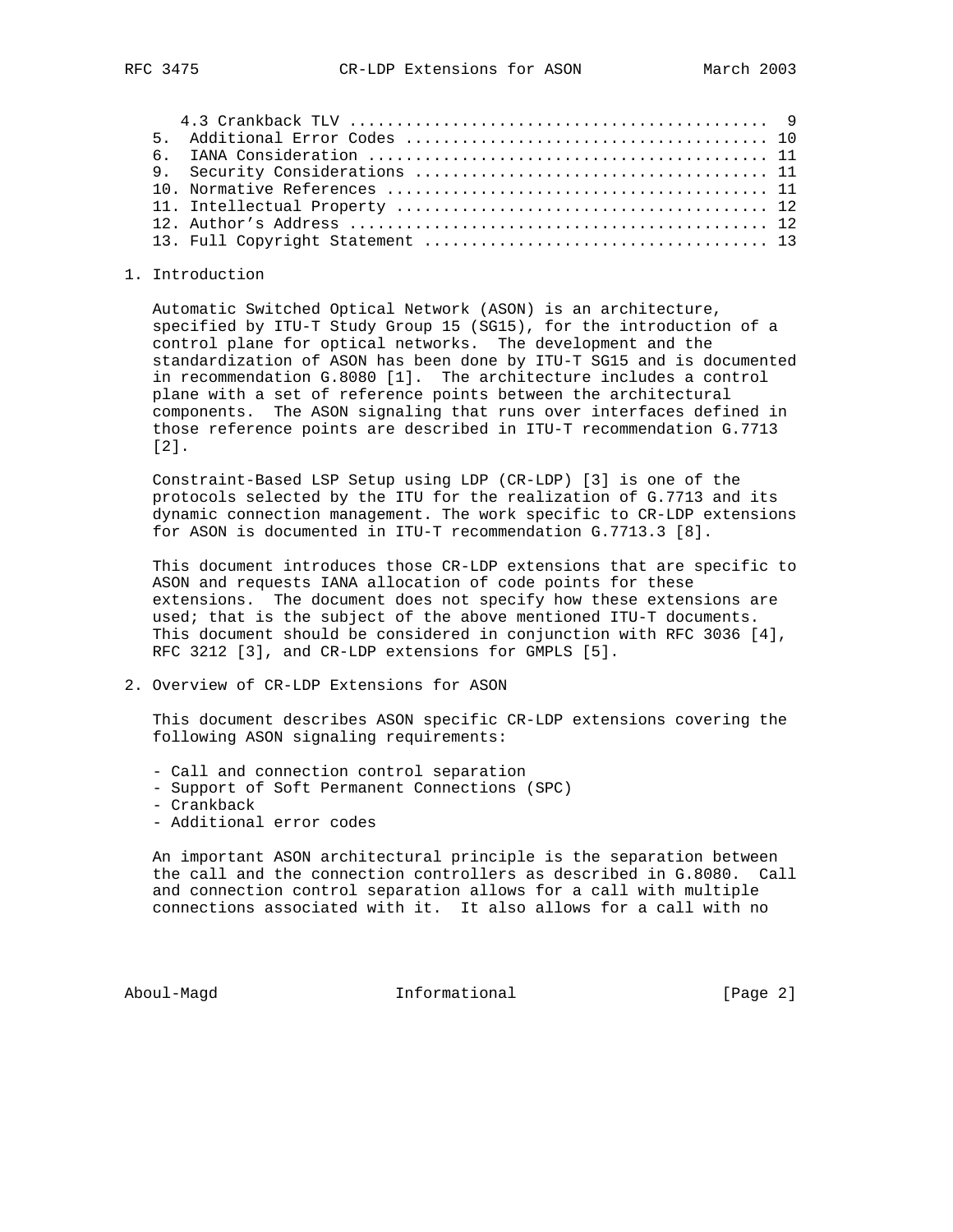4.3 Crankback TLV ............................................ 9
5. Additional Error Codes ...................................... 10
6. IANA Consideration .......................................... 11
9. Security Considerations ..................................... 11
10. Normative References ....................................... 11
11. Intellectual Property ...................................... 12
12. Author's Address ........................................... 12
13. Full Copyright Statement ................................... 13

## 1. Introduction

Automatic Switched Optical Network (ASON) is an architecture, specified by ITU-T Study Group 15 (SG15), for the introduction of a control plane for optical networks. The development and the standardization of ASON has been done by ITU-T SG15 and is documented in recommendation G.8080 [1]. The architecture includes a control plane with a set of reference points between the architectural components. The ASON signaling that runs over interfaces defined in those reference points are described in ITU-T recommendation G.7713 [2].

Constraint-Based LSP Setup using LDP (CR-LDP) [3] is one of the protocols selected by the ITU for the realization of G.7713 and its dynamic connection management. The work specific to CR-LDP extensions for ASON is documented in ITU-T recommendation G.7713.3 [8].

This document introduces those CR-LDP extensions that are specific to ASON and requests IANA allocation of code points for these extensions. The document does not specify how these extensions are used; that is the subject of the above mentioned ITU-T documents. This document should be considered in conjunction with RFC 3036 [4], RFC 3212 [3], and CR-LDP extensions for GMPLS [5].

## 2. Overview of CR-LDP Extensions for ASON

This document describes ASON specific CR-LDP extensions covering the following ASON signaling requirements:

- Call and connection control separation
- Support of Soft Permanent Connections (SPC)
- Crankback
- Additional error codes

An important ASON architectural principle is the separation between the call and the connection controllers as described in G.8080. Call and connection control separation allows for a call with multiple connections associated with it. It also allows for a call with no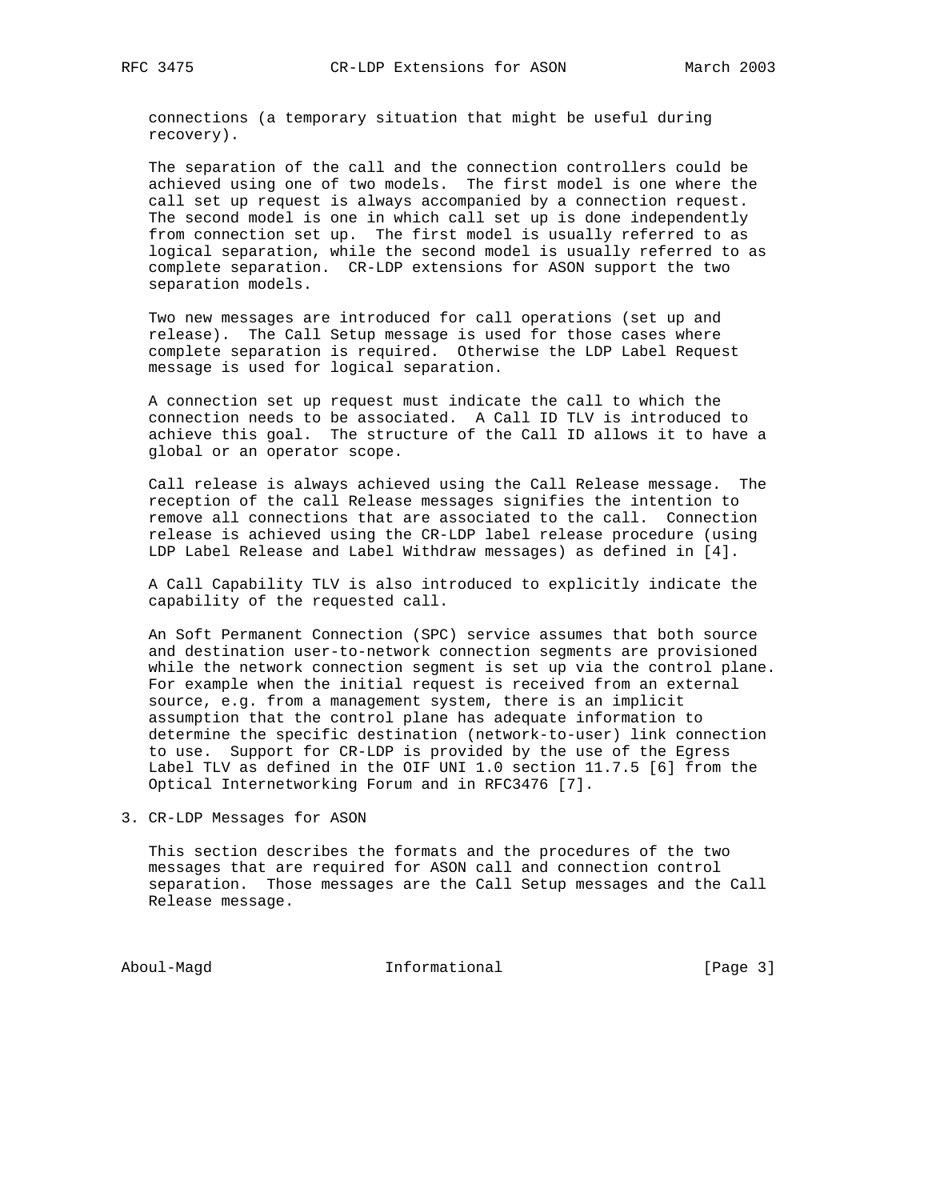connections (a temporary situation that might be useful during recovery).

The separation of the call and the connection controllers could be achieved using one of two models. The first model is one where the call set up request is always accompanied by a connection request. The second model is one in which call set up is done independently from connection set up. The first model is usually referred to as logical separation, while the second model is usually referred to as complete separation. CR-LDP extensions for ASON support the two separation models.

Two new messages are introduced for call operations (set up and release). The Call Setup message is used for those cases where complete separation is required. Otherwise the LDP Label Request message is used for logical separation.

A connection set up request must indicate the call to which the connection needs to be associated. A Call ID TLV is introduced to achieve this goal. The structure of the Call ID allows it to have a global or an operator scope.

Call release is always achieved using the Call Release message. The reception of the call Release messages signifies the intention to remove all connections that are associated to the call. Connection release is achieved using the CR-LDP label release procedure (using LDP Label Release and Label Withdraw messages) as defined in [4].

A Call Capability TLV is also introduced to explicitly indicate the capability of the requested call.

An Soft Permanent Connection (SPC) service assumes that both source and destination user-to-network connection segments are provisioned while the network connection segment is set up via the control plane. For example when the initial request is received from an external source, e.g. from a management system, there is an implicit assumption that the control plane has adequate information to determine the specific destination (network-to-user) link connection to use. Support for CR-LDP is provided by the use of the Egress Label TLV as defined in the OIF UNI 1.0 section 11.7.5 [6] from the Optical Internetworking Forum and in RFC3476 [7].

## 3. CR-LDP Messages for ASON

This section describes the formats and the procedures of the two messages that are required for ASON call and connection control separation. Those messages are the Call Setup messages and the Call Release message.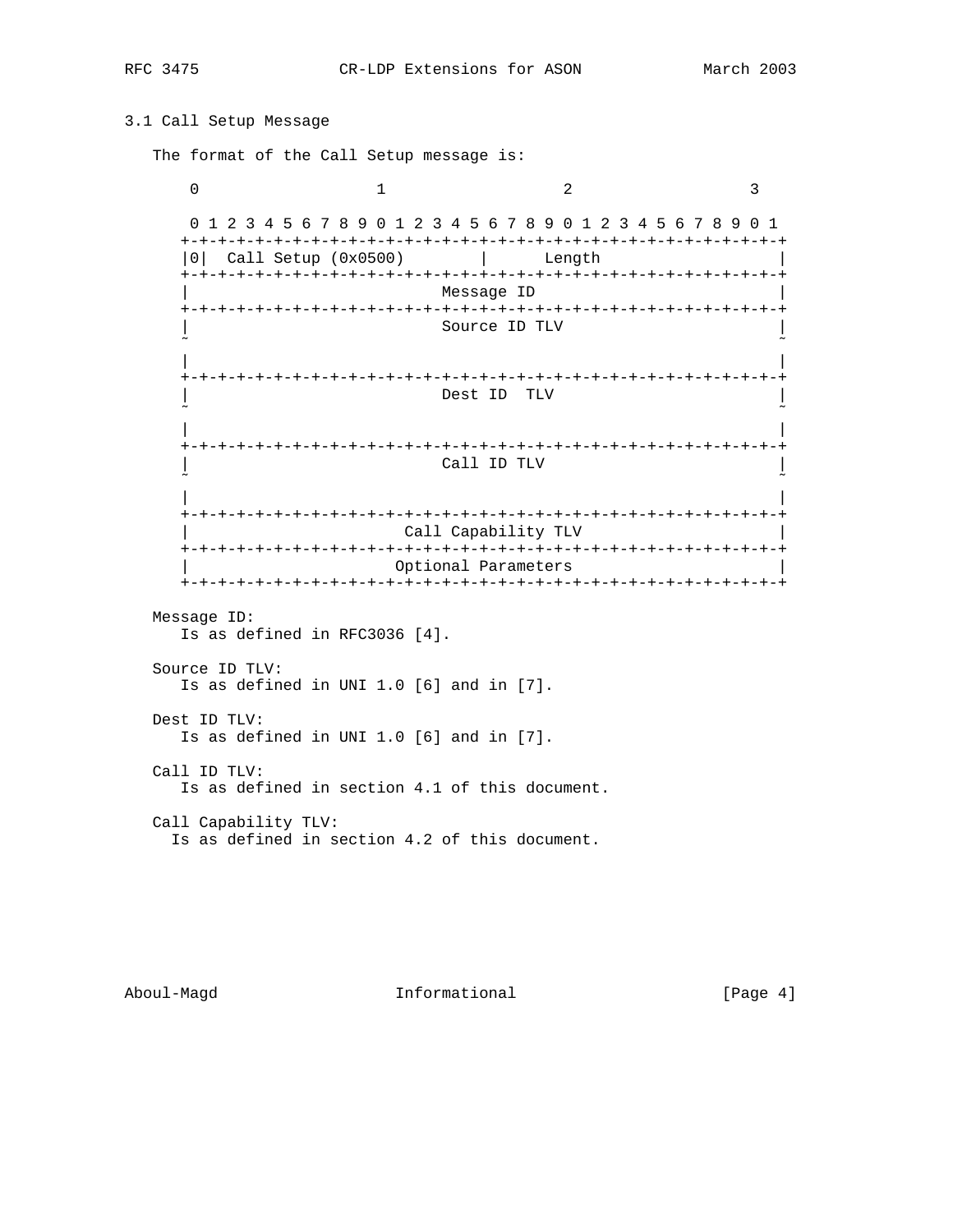### 3.1 Call Setup Message

The format of the Call Setup message is:

```
 0                   1                   2                   3
 0 1 2 3 4 5 6 7 8 9 0 1 2 3 4 5 6 7 8 9 0 1 2 3 4 5 6 7 8 9 0 1
+-+-+-+-+-+-+-+-+-+-+-+-+-+-+-+-+-+-+-+-+-+-+-+-+-+-+-+-+-+-+-+-+
|0|  Call Setup (0x0500)        |      Length                   |
+-+-+-+-+-+-+-+-+-+-+-+-+-+-+-+-+-+-+-+-+-+-+-+-+-+-+-+-+-+-+-+-+
|                          Message ID                           |
+-+-+-+-+-+-+-+-+-+-+-+-+-+-+-+-+-+-+-+-+-+-+-+-+-+-+-+-+-+-+-+-+
|                          Source ID TLV                        |
~                                                               ~
|                                                               |
+-+-+-+-+-+-+-+-+-+-+-+-+-+-+-+-+-+-+-+-+-+-+-+-+-+-+-+-+-+-+-+-+
|                          Dest ID  TLV                         |
~                                                               ~
|                                                               |
+-+-+-+-+-+-+-+-+-+-+-+-+-+-+-+-+-+-+-+-+-+-+-+-+-+-+-+-+-+-+-+-+
|                          Call ID TLV                          |
~                                                               ~
|                                                               |
+-+-+-+-+-+-+-+-+-+-+-+-+-+-+-+-+-+-+-+-+-+-+-+-+-+-+-+-+-+-+-+-+
|                      Call Capability TLV                      |
+-+-+-+-+-+-+-+-+-+-+-+-+-+-+-+-+-+-+-+-+-+-+-+-+-+-+-+-+-+-+-+-+
|                     Optional Parameters                       |
+-+-+-+-+-+-+-+-+-+-+-+-+-+-+-+-+-+-+-+-+-+-+-+-+-+-+-+-+-+-+-+-+
```

Message ID:
Is as defined in RFC3036 [4].

Source ID TLV:
Is as defined in UNI 1.0 [6] and in [7].

Dest ID TLV:
Is as defined in UNI 1.0 [6] and in [7].

Call ID TLV:
Is as defined in section 4.1 of this document.

Call Capability TLV:
Is as defined in section 4.2 of this document.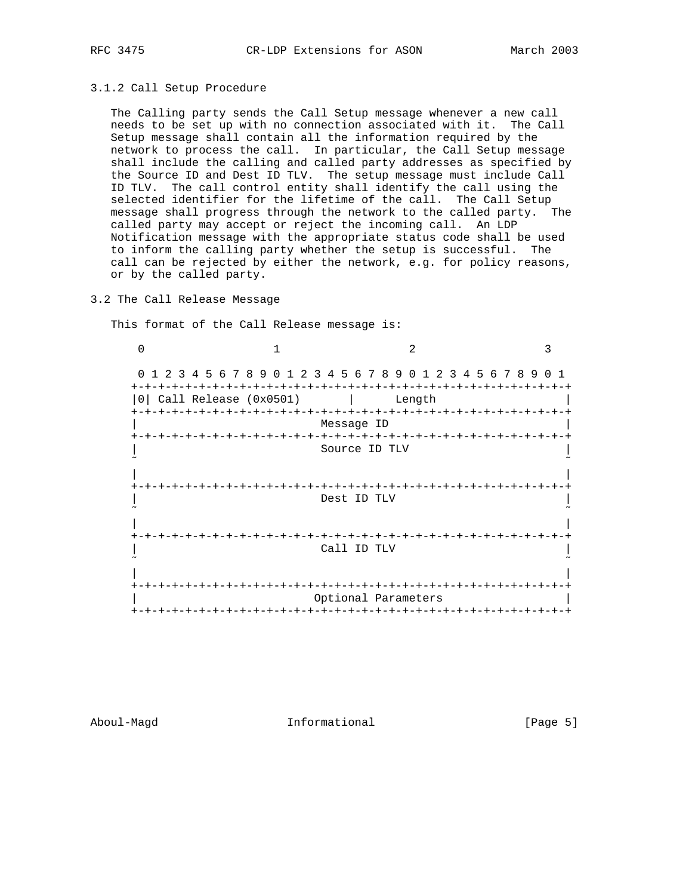### 3.1.2 Call Setup Procedure

The Calling party sends the Call Setup message whenever a new call needs to be set up with no connection associated with it. The Call Setup message shall contain all the information required by the network to process the call. In particular, the Call Setup message shall include the calling and called party addresses as specified by the Source ID and Dest ID TLV. The setup message must include Call ID TLV. The call control entity shall identify the call using the selected identifier for the lifetime of the call. The Call Setup message shall progress through the network to the called party. The called party may accept or reject the incoming call. An LDP Notification message with the appropriate status code shall be used to inform the calling party whether the setup is successful. The call can be rejected by either the network, e.g. for policy reasons, or by the called party.

## 3.2 The Call Release Message

This format of the Call Release message is:

```
 0                   1                   2                   3
 0 1 2 3 4 5 6 7 8 9 0 1 2 3 4 5 6 7 8 9 0 1 2 3 4 5 6 7 8 9 0 1
+-+-+-+-+-+-+-+-+-+-+-+-+-+-+-+-+-+-+-+-+-+-+-+-+-+-+-+-+-+-+-+-+
|0| Call Release (0x0501)       |      Length                   |
+-+-+-+-+-+-+-+-+-+-+-+-+-+-+-+-+-+-+-+-+-+-+-+-+-+-+-+-+-+-+-+-+
|                           Message ID                          |
+-+-+-+-+-+-+-+-+-+-+-+-+-+-+-+-+-+-+-+-+-+-+-+-+-+-+-+-+-+-+-+-+
|                           Source ID TLV                       |
~                                                               ~
|                                                               |
+-+-+-+-+-+-+-+-+-+-+-+-+-+-+-+-+-+-+-+-+-+-+-+-+-+-+-+-+-+-+-+-+
|                           Dest ID TLV                         |
~                                                               ~
|                                                               |
+-+-+-+-+-+-+-+-+-+-+-+-+-+-+-+-+-+-+-+-+-+-+-+-+-+-+-+-+-+-+-+-+
|                           Call ID TLV                         |
~                                                               ~
|                                                               |
+-+-+-+-+-+-+-+-+-+-+-+-+-+-+-+-+-+-+-+-+-+-+-+-+-+-+-+-+-+-+-+-+
|                          Optional Parameters                  |
+-+-+-+-+-+-+-+-+-+-+-+-+-+-+-+-+-+-+-+-+-+-+-+-+-+-+-+-+-+-+-+-+
```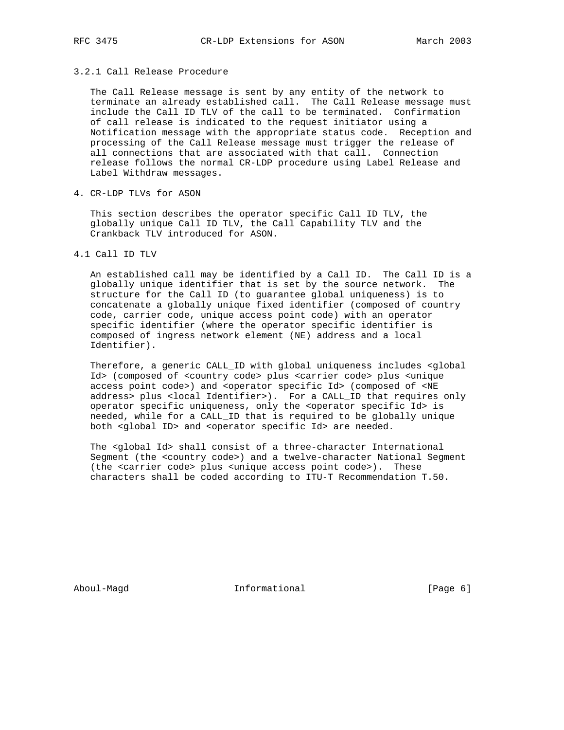### 3.2.1 Call Release Procedure

The Call Release message is sent by any entity of the network to terminate an already established call. The Call Release message must include the Call ID TLV of the call to be terminated. Confirmation of call release is indicated to the request initiator using a Notification message with the appropriate status code. Reception and processing of the Call Release message must trigger the release of all connections that are associated with that call. Connection release follows the normal CR-LDP procedure using Label Release and Label Withdraw messages.

## 4. CR-LDP TLVs for ASON

This section describes the operator specific Call ID TLV, the globally unique Call ID TLV, the Call Capability TLV and the Crankback TLV introduced for ASON.

### 4.1 Call ID TLV

An established call may be identified by a Call ID. The Call ID is a globally unique identifier that is set by the source network. The structure for the Call ID (to guarantee global uniqueness) is to concatenate a globally unique fixed identifier (composed of country code, carrier code, unique access point code) with an operator specific identifier (where the operator specific identifier is composed of ingress network element (NE) address and a local Identifier).

Therefore, a generic CALL_ID with global uniqueness includes <global Id> (composed of <country code> plus <carrier code> plus <unique access point code>) and <operator specific Id> (composed of <NE address> plus <local Identifier>). For a CALL_ID that requires only operator specific uniqueness, only the <operator specific Id> is needed, while for a CALL_ID that is required to be globally unique both <global ID> and <operator specific Id> are needed.

The <global Id> shall consist of a three-character International Segment (the <country code>) and a twelve-character National Segment (the <carrier code> plus <unique access point code>). These characters shall be coded according to ITU-T Recommendation T.50.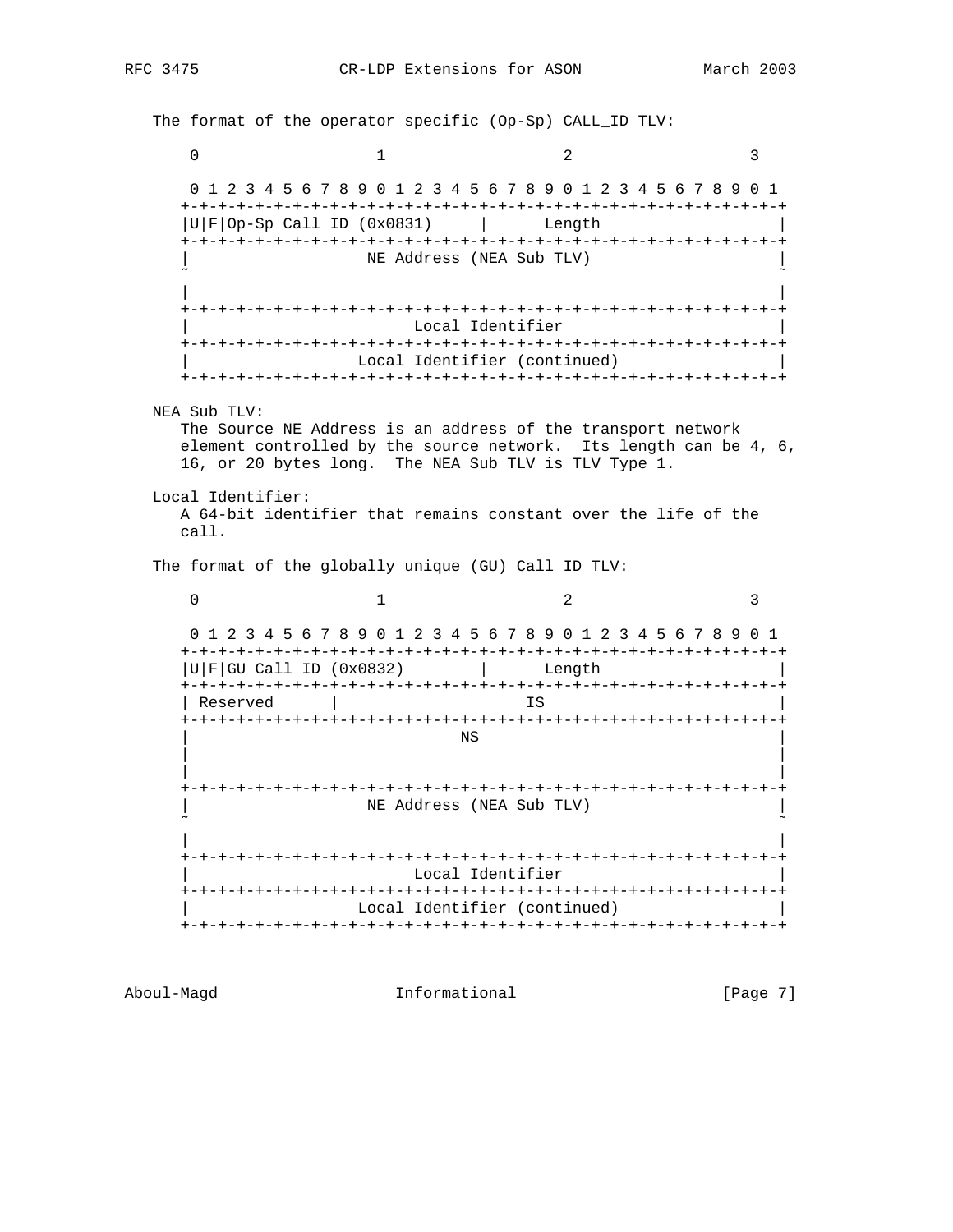The format of the operator specific (Op-Sp) CALL_ID TLV:

```
    0                   1                   2                   3

    0 1 2 3 4 5 6 7 8 9 0 1 2 3 4 5 6 7 8 9 0 1 2 3 4 5 6 7 8 9 0 1
   +-+-+-+-+-+-+-+-+-+-+-+-+-+-+-+-+-+-+-+-+-+-+-+-+-+-+-+-+-+-+-+-+
   |U|F|Op-Sp Call ID (0x0831)     |      Length                   |
   +-+-+-+-+-+-+-+-+-+-+-+-+-+-+-+-+-+-+-+-+-+-+-+-+-+-+-+-+-+-+-+-+
   |                   NE Address (NEA Sub TLV)                    |
   ~                                                               ~

   |                                                               |
   +-+-+-+-+-+-+-+-+-+-+-+-+-+-+-+-+-+-+-+-+-+-+-+-+-+-+-+-+-+-+-+-+
   |                        Local Identifier                       |
   +-+-+-+-+-+-+-+-+-+-+-+-+-+-+-+-+-+-+-+-+-+-+-+-+-+-+-+-+-+-+-+-+
   |                  Local Identifier (continued)                 |
   +-+-+-+-+-+-+-+-+-+-+-+-+-+-+-+-+-+-+-+-+-+-+-+-+-+-+-+-+-+-+-+-+
```

NEA Sub TLV:
The Source NE Address is an address of the transport network element controlled by the source network. Its length can be 4, 6, 16, or 20 bytes long. The NEA Sub TLV is TLV Type 1.

Local Identifier:
A 64-bit identifier that remains constant over the life of the call.

The format of the globally unique (GU) Call ID TLV:

```
    0                   1                   2                   3

    0 1 2 3 4 5 6 7 8 9 0 1 2 3 4 5 6 7 8 9 0 1 2 3 4 5 6 7 8 9 0 1
   +-+-+-+-+-+-+-+-+-+-+-+-+-+-+-+-+-+-+-+-+-+-+-+-+-+-+-+-+-+-+-+-+
   |U|F|GU Call ID (0x0832)        |      Length                   |
   +-+-+-+-+-+-+-+-+-+-+-+-+-+-+-+-+-+-+-+-+-+-+-+-+-+-+-+-+-+-+-+-+
   | Reserved      |                 IS                            |
   +-+-+-+-+-+-+-+-+-+-+-+-+-+-+-+-+-+-+-+-+-+-+-+-+-+-+-+-+-+-+-+-+
   |                             NS                                |
   |                                                               |
   |                                                               |
   +-+-+-+-+-+-+-+-+-+-+-+-+-+-+-+-+-+-+-+-+-+-+-+-+-+-+-+-+-+-+-+-+
   |                   NE Address (NEA Sub TLV)                    |
   ~                                                               ~

   |                                                               |
   +-+-+-+-+-+-+-+-+-+-+-+-+-+-+-+-+-+-+-+-+-+-+-+-+-+-+-+-+-+-+-+-+
   |                        Local Identifier                       |
   +-+-+-+-+-+-+-+-+-+-+-+-+-+-+-+-+-+-+-+-+-+-+-+-+-+-+-+-+-+-+-+-+
   |                  Local Identifier (continued)                 |
   +-+-+-+-+-+-+-+-+-+-+-+-+-+-+-+-+-+-+-+-+-+-+-+-+-+-+-+-+-+-+-+-+
```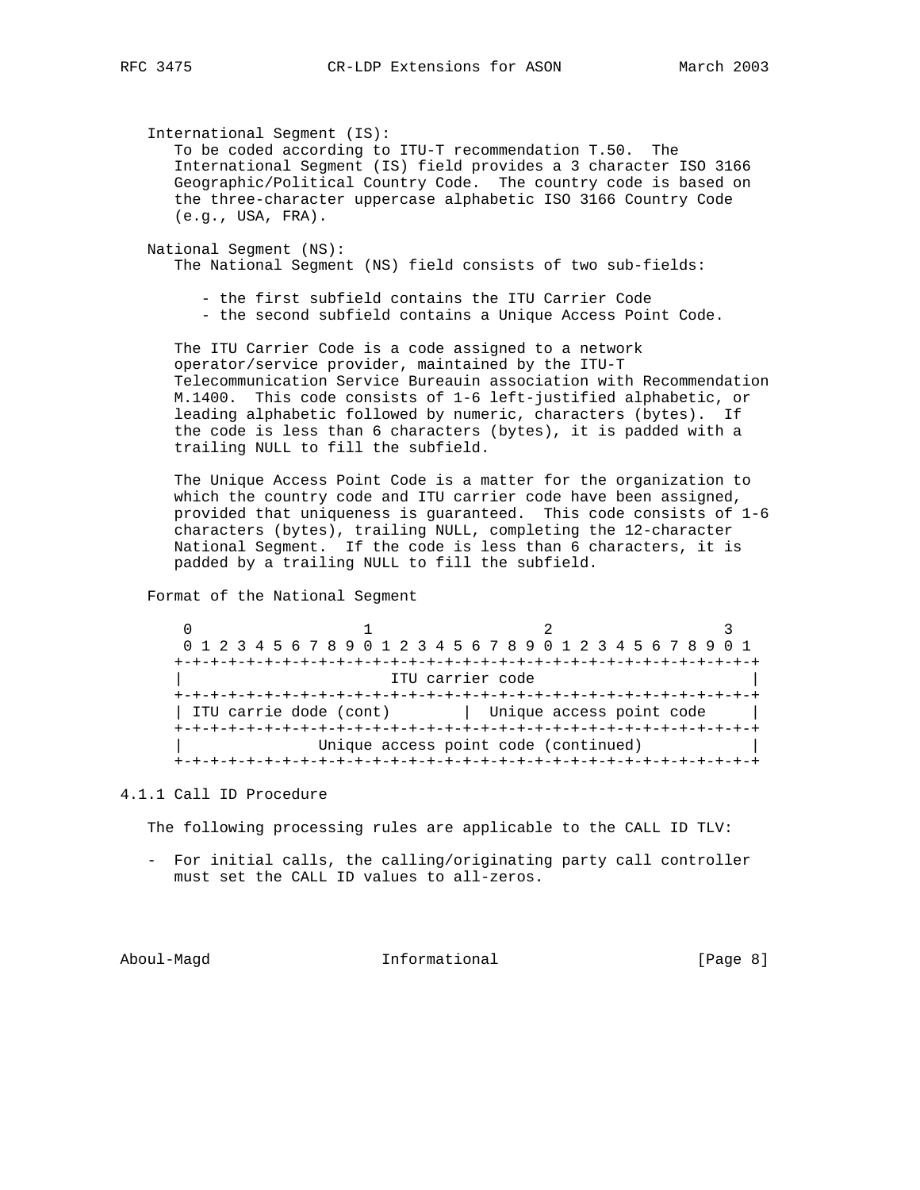International Segment (IS):
To be coded according to ITU-T recommendation T.50. The International Segment (IS) field provides a 3 character ISO 3166 Geographic/Political Country Code. The country code is based on the three-character uppercase alphabetic ISO 3166 Country Code (e.g., USA, FRA).

National Segment (NS):
The National Segment (NS) field consists of two sub-fields:

- the first subfield contains the ITU Carrier Code
- the second subfield contains a Unique Access Point Code.

The ITU Carrier Code is a code assigned to a network operator/service provider, maintained by the ITU-T Telecommunication Service Bureauin association with Recommendation M.1400. This code consists of 1-6 left-justified alphabetic, or leading alphabetic followed by numeric, characters (bytes). If the code is less than 6 characters (bytes), it is padded with a trailing NULL to fill the subfield.

The Unique Access Point Code is a matter for the organization to which the country code and ITU carrier code have been assigned, provided that uniqueness is guaranteed. This code consists of 1-6 characters (bytes), trailing NULL, completing the 12-character National Segment. If the code is less than 6 characters, it is padded by a trailing NULL to fill the subfield.

Format of the National Segment

```
 0                   1                   2                   3
 0 1 2 3 4 5 6 7 8 9 0 1 2 3 4 5 6 7 8 9 0 1 2 3 4 5 6 7 8 9 0 1
+-+-+-+-+-+-+-+-+-+-+-+-+-+-+-+-+-+-+-+-+-+-+-+-+-+-+-+-+-+-+-+-+
|                       ITU carrier code                        |
+-+-+-+-+-+-+-+-+-+-+-+-+-+-+-+-+-+-+-+-+-+-+-+-+-+-+-+-+-+-+-+-+
| ITU carrie dode (cont)        |  Unique access point code     |
+-+-+-+-+-+-+-+-+-+-+-+-+-+-+-+-+-+-+-+-+-+-+-+-+-+-+-+-+-+-+-+-+
|               Unique access point code (continued)            |
+-+-+-+-+-+-+-+-+-+-+-+-+-+-+-+-+-+-+-+-+-+-+-+-+-+-+-+-+-+-+-+-+
```

### 4.1.1 Call ID Procedure

The following processing rules are applicable to the CALL ID TLV:

- For initial calls, the calling/originating party call controller must set the CALL ID values to all-zeros.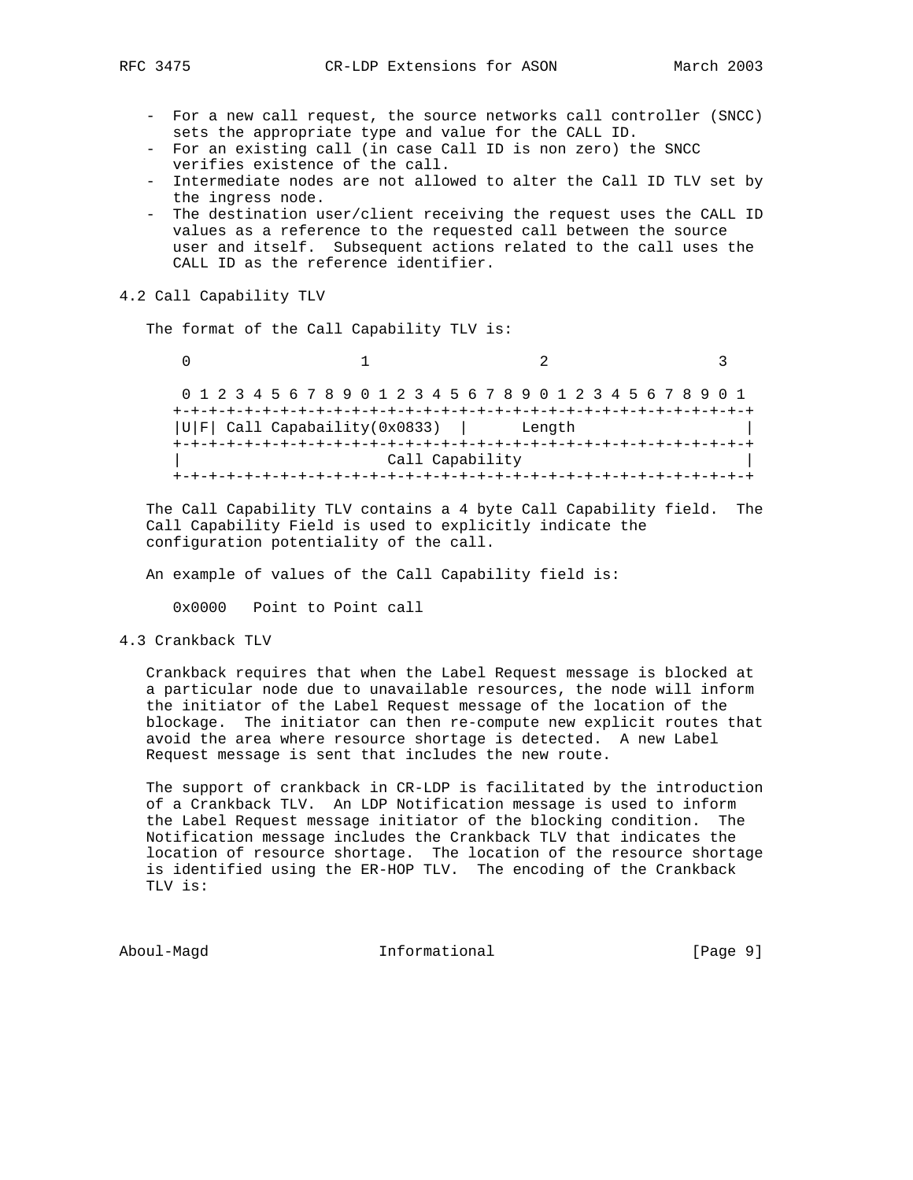- For a new call request, the source networks call controller (SNCC) sets the appropriate type and value for the CALL ID.
- For an existing call (in case Call ID is non zero) the SNCC verifies existence of the call.
- Intermediate nodes are not allowed to alter the Call ID TLV set by the ingress node.
- The destination user/client receiving the request uses the CALL ID values as a reference to the requested call between the source user and itself. Subsequent actions related to the call uses the CALL ID as the reference identifier.

## 4.2 Call Capability TLV

The format of the Call Capability TLV is:

```
    0                   1                   2                   3

    0 1 2 3 4 5 6 7 8 9 0 1 2 3 4 5 6 7 8 9 0 1 2 3 4 5 6 7 8 9 0 1
   +-+-+-+-+-+-+-+-+-+-+-+-+-+-+-+-+-+-+-+-+-+-+-+-+-+-+-+-+-+-+-+-+
   |U|F| Call Capabaility(0x0833)  |      Length                   |
   +-+-+-+-+-+-+-+-+-+-+-+-+-+-+-+-+-+-+-+-+-+-+-+-+-+-+-+-+-+-+-+-+
   |                        Call Capability                        |
   +-+-+-+-+-+-+-+-+-+-+-+-+-+-+-+-+-+-+-+-+-+-+-+-+-+-+-+-+-+-+-+-+
```

The Call Capability TLV contains a 4 byte Call Capability field. The Call Capability Field is used to explicitly indicate the configuration potentiality of the call.

An example of values of the Call Capability field is:

0x0000   Point to Point call

## 4.3 Crankback TLV

Crankback requires that when the Label Request message is blocked at a particular node due to unavailable resources, the node will inform the initiator of the Label Request message of the location of the blockage. The initiator can then re-compute new explicit routes that avoid the area where resource shortage is detected. A new Label Request message is sent that includes the new route.

The support of crankback in CR-LDP is facilitated by the introduction of a Crankback TLV. An LDP Notification message is used to inform the Label Request message initiator of the blocking condition. The Notification message includes the Crankback TLV that indicates the location of resource shortage. The location of the resource shortage is identified using the ER-HOP TLV. The encoding of the Crankback TLV is: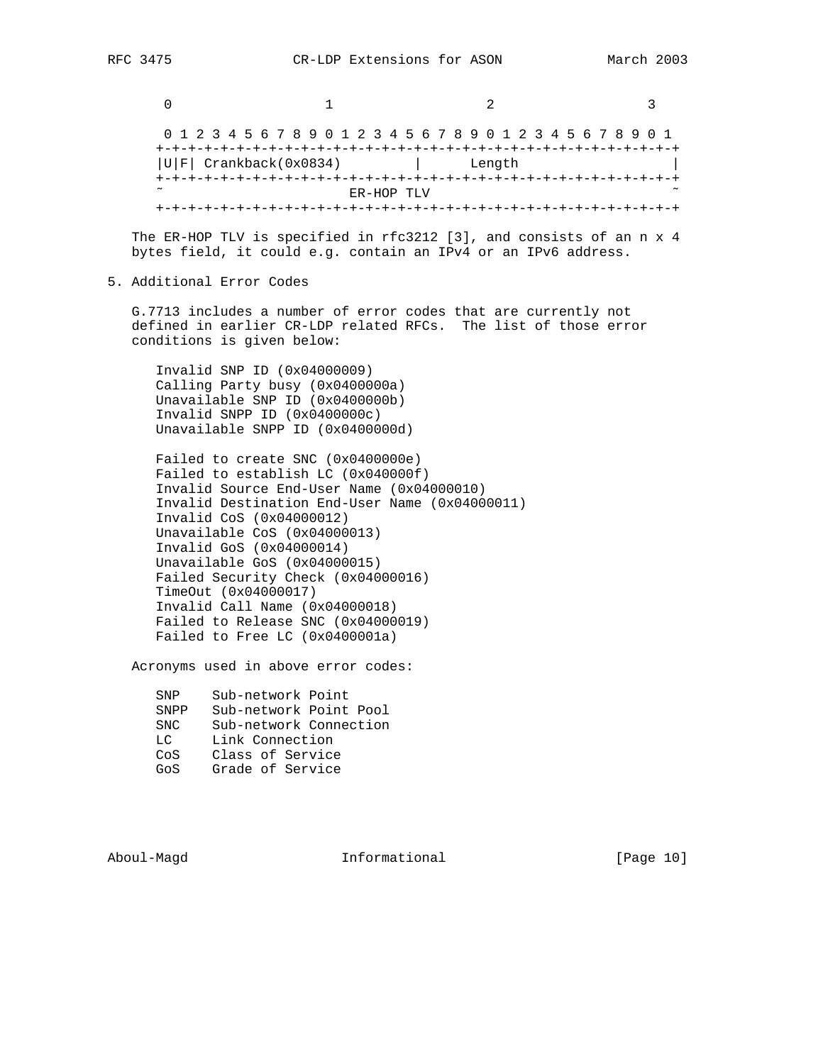```
    0                   1                   2                   3
    0 1 2 3 4 5 6 7 8 9 0 1 2 3 4 5 6 7 8 9 0 1 2 3 4 5 6 7 8 9 0 1
   +-+-+-+-+-+-+-+-+-+-+-+-+-+-+-+-+-+-+-+-+-+-+-+-+-+-+-+-+-+-+-+-+
   |U|F| Crankback(0x0834)         |      Length                   |
   +-+-+-+-+-+-+-+-+-+-+-+-+-+-+-+-+-+-+-+-+-+-+-+-+-+-+-+-+-+-+-+-+
   ~                       ER-HOP TLV                              ~
   +-+-+-+-+-+-+-+-+-+-+-+-+-+-+-+-+-+-+-+-+-+-+-+-+-+-+-+-+-+-+-+-+
```

The ER-HOP TLV is specified in rfc3212 [3], and consists of an n x 4 bytes field, it could e.g. contain an IPv4 or an IPv6 address.

## 5. Additional Error Codes

G.7713 includes a number of error codes that are currently not defined in earlier CR-LDP related RFCs. The list of those error conditions is given below:

```
Invalid SNP ID (0x04000009)
Calling Party busy (0x0400000a)
Unavailable SNP ID (0x0400000b)
Invalid SNPP ID (0x0400000c)
Unavailable SNPP ID (0x0400000d)

Failed to create SNC (0x0400000e)
Failed to establish LC (0x040000f)
Invalid Source End-User Name (0x04000010)
Invalid Destination End-User Name (0x04000011)
Invalid CoS (0x04000012)
Unavailable CoS (0x04000013)
Invalid GoS (0x04000014)
Unavailable GoS (0x04000015)
Failed Security Check (0x04000016)
TimeOut (0x04000017)
Invalid Call Name (0x04000018)
Failed to Release SNC (0x04000019)
Failed to Free LC (0x0400001a)
```

Acronyms used in above error codes:

```
SNP    Sub-network Point
SNPP   Sub-network Point Pool
SNC    Sub-network Connection
LC     Link Connection
CoS    Class of Service
GoS    Grade of Service
```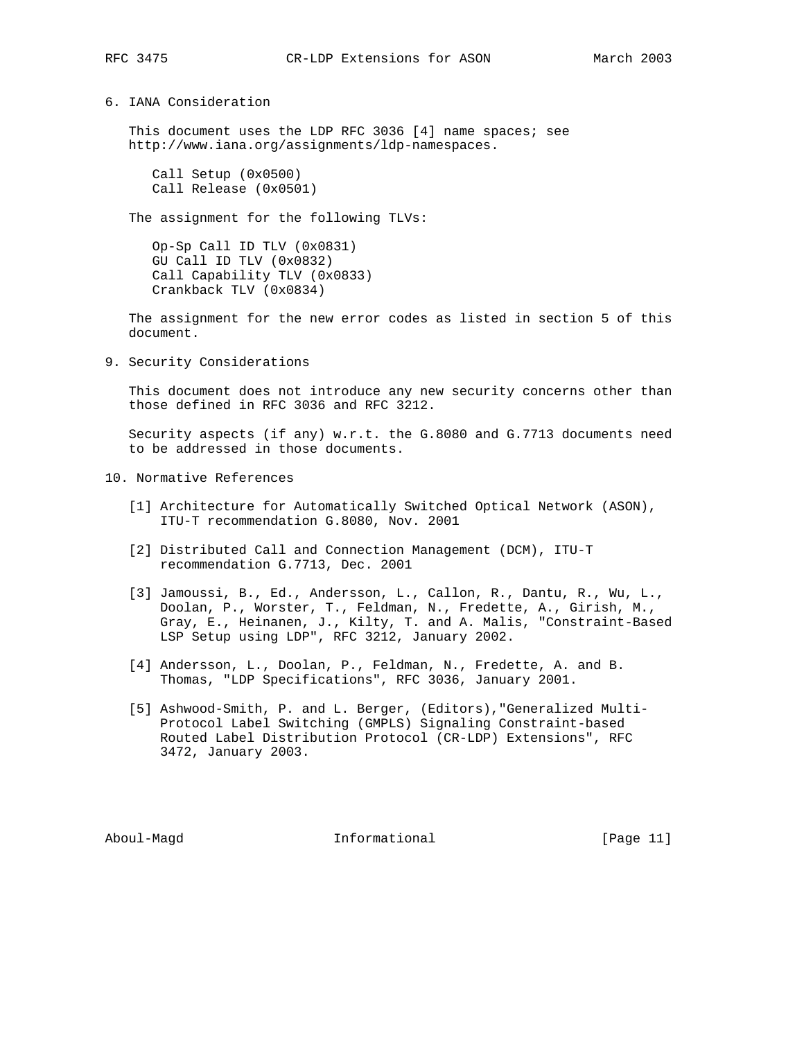## 6. IANA Consideration

This document uses the LDP RFC 3036 [4] name spaces; see http://www.iana.org/assignments/ldp-namespaces.

- Call Setup (0x0500)
- Call Release (0x0501)

The assignment for the following TLVs:

- Op-Sp Call ID TLV (0x0831)
- GU Call ID TLV (0x0832)
- Call Capability TLV (0x0833)
- Crankback TLV (0x0834)

The assignment for the new error codes as listed in section 5 of this document.

## 9. Security Considerations

This document does not introduce any new security concerns other than those defined in RFC 3036 and RFC 3212.

Security aspects (if any) w.r.t. the G.8080 and G.7713 documents need to be addressed in those documents.

## 10. Normative References

[1] Architecture for Automatically Switched Optical Network (ASON), ITU-T recommendation G.8080, Nov. 2001

[2] Distributed Call and Connection Management (DCM), ITU-T recommendation G.7713, Dec. 2001

[3] Jamoussi, B., Ed., Andersson, L., Callon, R., Dantu, R., Wu, L., Doolan, P., Worster, T., Feldman, N., Fredette, A., Girish, M., Gray, E., Heinanen, J., Kilty, T. and A. Malis, "Constraint-Based LSP Setup using LDP", RFC 3212, January 2002.

[4] Andersson, L., Doolan, P., Feldman, N., Fredette, A. and B. Thomas, "LDP Specifications", RFC 3036, January 2001.

[5] Ashwood-Smith, P. and L. Berger, (Editors),"Generalized Multi-Protocol Label Switching (GMPLS) Signaling Constraint-based Routed Label Distribution Protocol (CR-LDP) Extensions", RFC 3472, January 2003.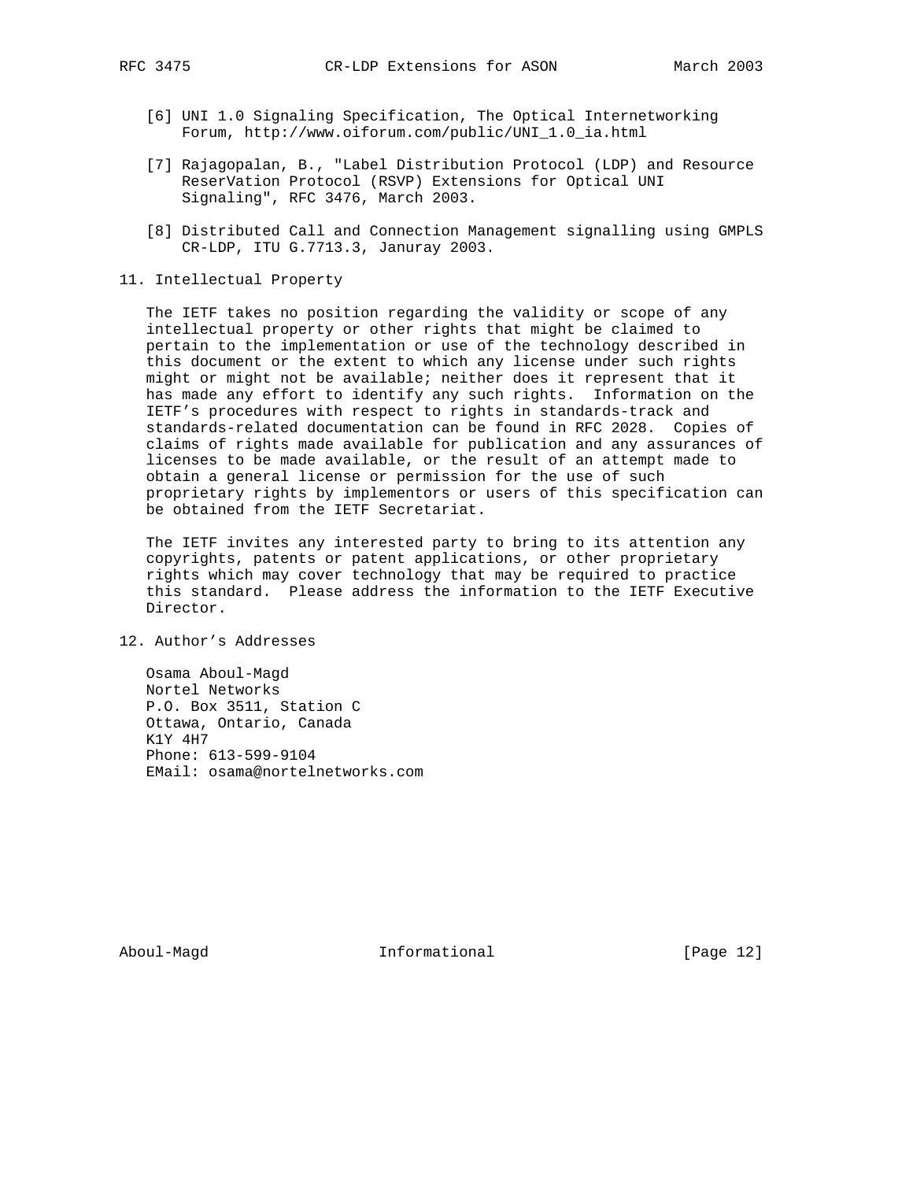[6] UNI 1.0 Signaling Specification, The Optical Internetworking Forum, http://www.oiforum.com/public/UNI_1.0_ia.html

[7] Rajagopalan, B., "Label Distribution Protocol (LDP) and Resource ReserVation Protocol (RSVP) Extensions for Optical UNI Signaling", RFC 3476, March 2003.

[8] Distributed Call and Connection Management signalling using GMPLS CR-LDP, ITU G.7713.3, Januray 2003.

## 11. Intellectual Property

The IETF takes no position regarding the validity or scope of any intellectual property or other rights that might be claimed to pertain to the implementation or use of the technology described in this document or the extent to which any license under such rights might or might not be available; neither does it represent that it has made any effort to identify any such rights. Information on the IETF's procedures with respect to rights in standards-track and standards-related documentation can be found in RFC 2028. Copies of claims of rights made available for publication and any assurances of licenses to be made available, or the result of an attempt made to obtain a general license or permission for the use of such proprietary rights by implementors or users of this specification can be obtained from the IETF Secretariat.

The IETF invites any interested party to bring to its attention any copyrights, patents or patent applications, or other proprietary rights which may cover technology that may be required to practice this standard. Please address the information to the IETF Executive Director.

## 12. Author's Addresses

Osama Aboul-Magd
Nortel Networks
P.O. Box 3511, Station C
Ottawa, Ontario, Canada
K1Y 4H7
Phone: 613-599-9104
EMail: osama@nortelnetworks.com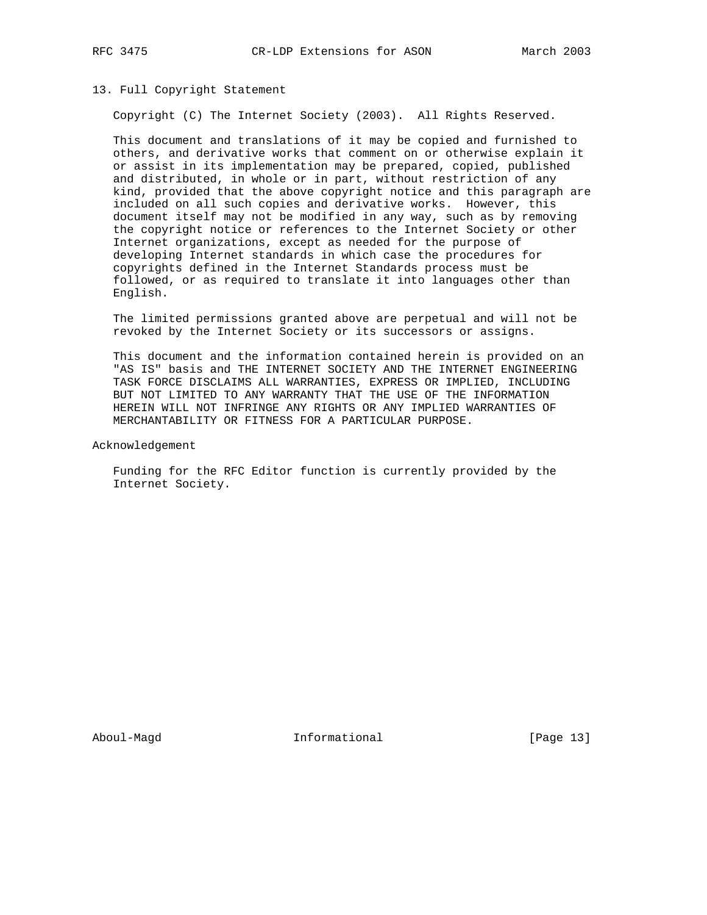## 13. Full Copyright Statement

Copyright (C) The Internet Society (2003). All Rights Reserved.

This document and translations of it may be copied and furnished to others, and derivative works that comment on or otherwise explain it or assist in its implementation may be prepared, copied, published and distributed, in whole or in part, without restriction of any kind, provided that the above copyright notice and this paragraph are included on all such copies and derivative works. However, this document itself may not be modified in any way, such as by removing the copyright notice or references to the Internet Society or other Internet organizations, except as needed for the purpose of developing Internet standards in which case the procedures for copyrights defined in the Internet Standards process must be followed, or as required to translate it into languages other than English.

The limited permissions granted above are perpetual and will not be revoked by the Internet Society or its successors or assigns.

This document and the information contained herein is provided on an "AS IS" basis and THE INTERNET SOCIETY AND THE INTERNET ENGINEERING TASK FORCE DISCLAIMS ALL WARRANTIES, EXPRESS OR IMPLIED, INCLUDING BUT NOT LIMITED TO ANY WARRANTY THAT THE USE OF THE INFORMATION HEREIN WILL NOT INFRINGE ANY RIGHTS OR ANY IMPLIED WARRANTIES OF MERCHANTABILITY OR FITNESS FOR A PARTICULAR PURPOSE.

## Acknowledgement

Funding for the RFC Editor function is currently provided by the Internet Society.